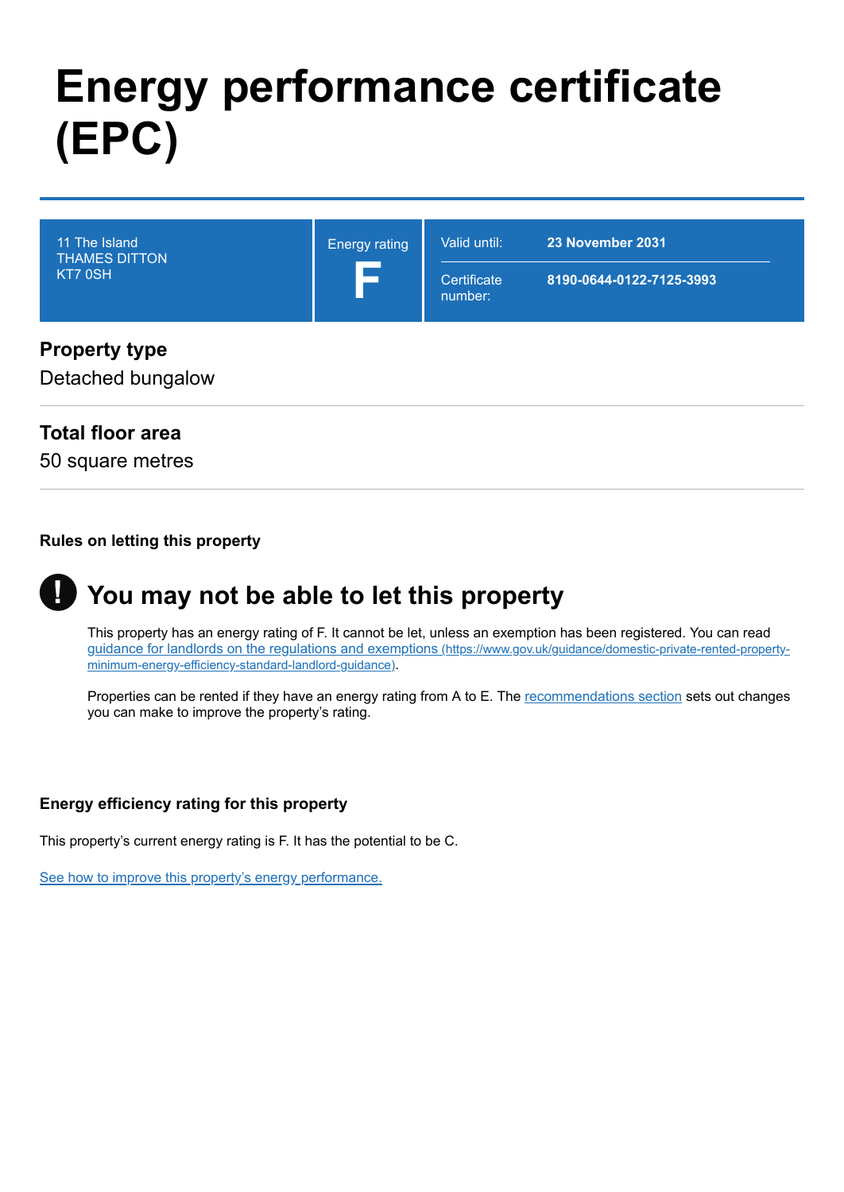# Energy performance certificate (EPC)

| 11 The Island<br>THAMES DITTON<br>KT7 0SH | Energy rating<br>**F** | Valid until: | **23 November 2031** |
|---|---|---|---|
| | | Certificate number: | **8190-0644-0122-7125-3993** |

## Property type

Detached bungalow

## Total floor area

50 square metres

### Rules on letting this property

## You may not be able to let this property

This property has an energy rating of F. It cannot be let, unless an exemption has been registered. You can read [guidance for landlords on the regulations and exemptions (https://www.gov.uk/guidance/domestic-private-rented-property-minimum-energy-efficiency-standard-landlord-guidance)](https://www.gov.uk/guidance/domestic-private-rented-property-minimum-energy-efficiency-standard-landlord-guidance).

Properties can be rented if they have an energy rating from A to E. The recommendations section sets out changes you can make to improve the property's rating.

### Energy efficiency rating for this property

This property's current energy rating is F. It has the potential to be C.

See how to improve this property's energy performance.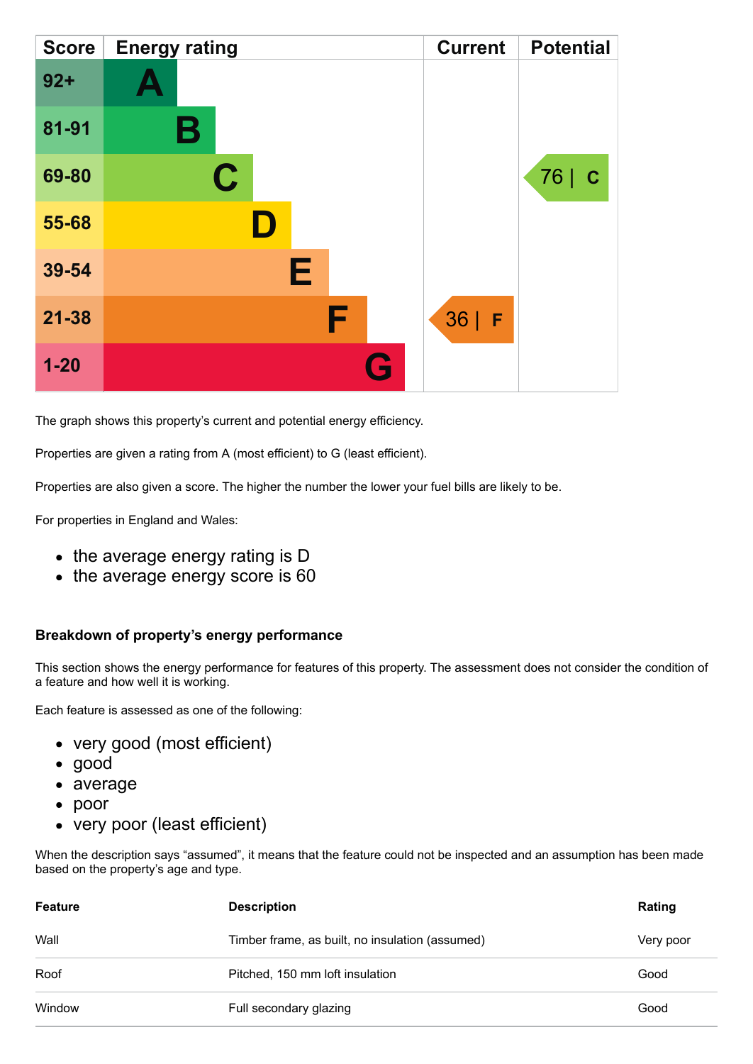| Score | Energy rating | Current | Potential |
| --- | --- | --- | --- |
| 92+ | A | | |
| 81-91 | B | | |
| 69-80 | C | | 76 \| C |
| 55-68 | D | | |
| 39-54 | E | | |
| 21-38 | F | 36 \| F | |
| 1-20 | G | | |

The graph shows this property's current and potential energy efficiency.

Properties are given a rating from A (most efficient) to G (least efficient).

Properties are also given a score. The higher the number the lower your fuel bills are likely to be.

For properties in England and Wales:

- the average energy rating is D
- the average energy score is 60

### Breakdown of property's energy performance

This section shows the energy performance for features of this property. The assessment does not consider the condition of a feature and how well it is working.

Each feature is assessed as one of the following:

- very good (most efficient)
- good
- average
- poor
- very poor (least efficient)

When the description says "assumed", it means that the feature could not be inspected and an assumption has been made based on the property's age and type.

| Feature | Description | Rating |
| --- | --- | --- |
| Wall | Timber frame, as built, no insulation (assumed) | Very poor |
| Roof | Pitched, 150 mm loft insulation | Good |
| Window | Full secondary glazing | Good |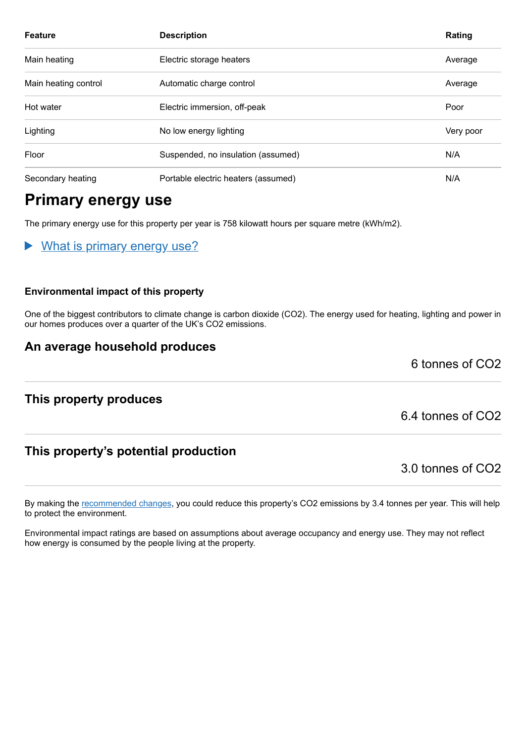| Feature | Description | Rating |
|---|---|---|
| Main heating | Electric storage heaters | Average |
| Main heating control | Automatic charge control | Average |
| Hot water | Electric immersion, off-peak | Poor |
| Lighting | No low energy lighting | Very poor |
| Floor | Suspended, no insulation (assumed) | N/A |
| Secondary heating | Portable electric heaters (assumed) | N/A |

## Primary energy use

The primary energy use for this property per year is 758 kilowatt hours per square metre (kWh/m2).

▶ What is primary energy use?

### Environmental impact of this property

One of the biggest contributors to climate change is carbon dioxide ($CO_2$). The energy used for heating, lighting and power in our homes produces over a quarter of the UK's $CO_2$ emissions.

### An average household produces

6 tonnes of $CO_2$

### This property produces

6.4 tonnes of $CO_2$

### This property's potential production

3.0 tonnes of $CO_2$

By making the recommended changes, you could reduce this property's $CO_2$ emissions by 3.4 tonnes per year. This will help to protect the environment.

Environmental impact ratings are based on assumptions about average occupancy and energy use. They may not reflect how energy is consumed by the people living at the property.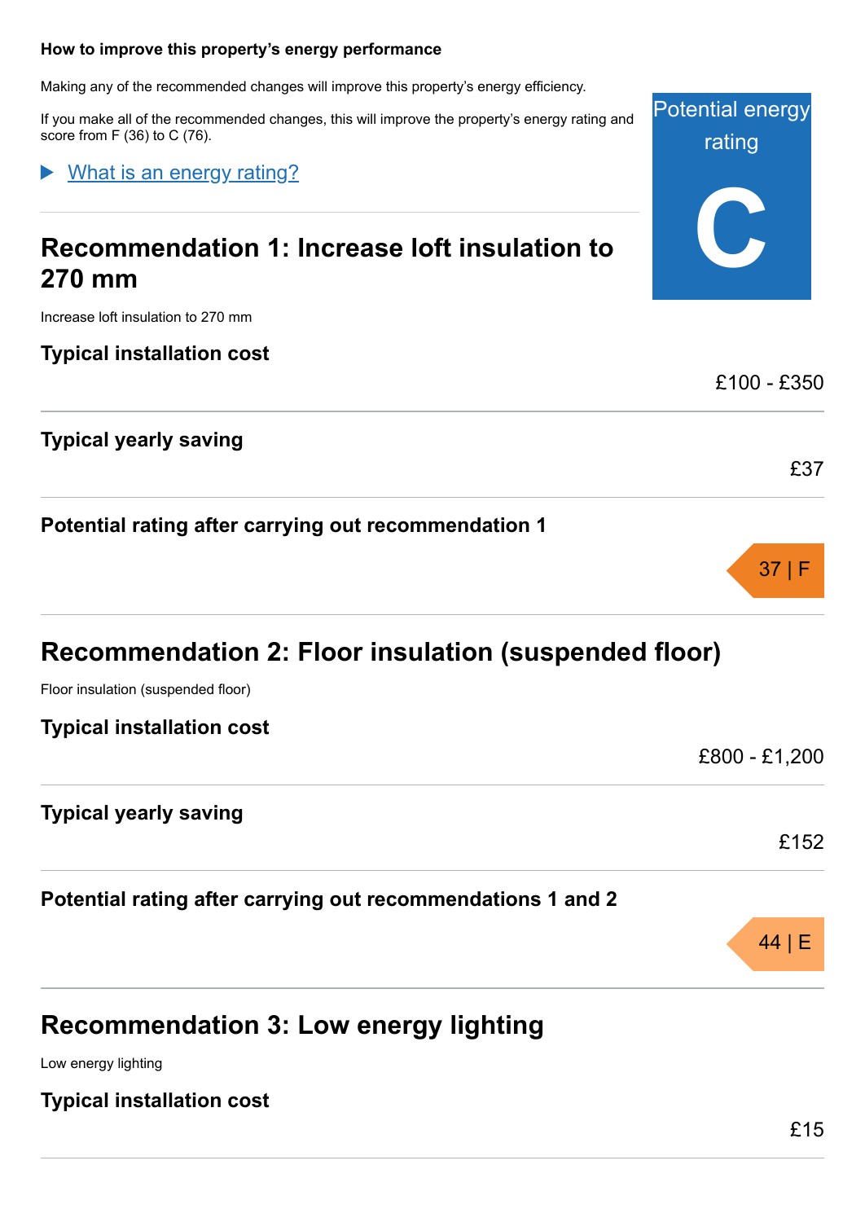### How to improve this property's energy performance

Making any of the recommended changes will improve this property's energy efficiency.

If you make all of the recommended changes, this will improve the property's energy rating and score from F (36) to C (76).

**Potential energy rating**

**C**

▶ [What is an energy rating?]

## Recommendation 1: Increase loft insulation to 270 mm

Increase loft insulation to 270 mm

**Typical installation cost**

£100 - £350

**Typical yearly saving**

£37

**Potential rating after carrying out recommendation 1**

37 | F

## Recommendation 2: Floor insulation (suspended floor)

Floor insulation (suspended floor)

**Typical installation cost**

£800 - £1,200

**Typical yearly saving**

£152

**Potential rating after carrying out recommendations 1 and 2**

44 | E

## Recommendation 3: Low energy lighting

Low energy lighting

**Typical installation cost**

£15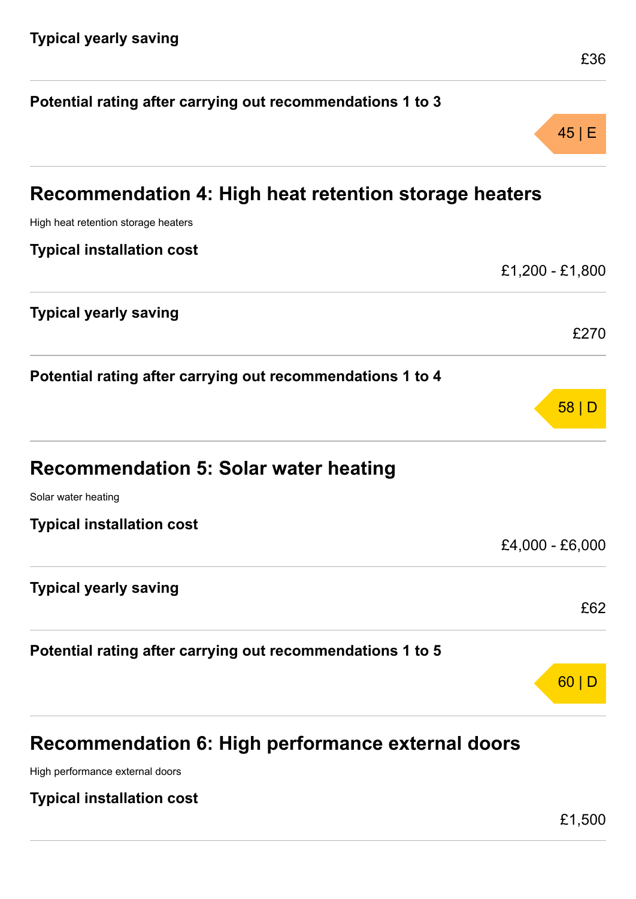**Typical yearly saving**

£36

**Potential rating after carrying out recommendations 1 to 3**

45 | E

## Recommendation 4: High heat retention storage heaters

High heat retention storage heaters

**Typical installation cost**

£1,200 - £1,800

**Typical yearly saving**

£270

**Potential rating after carrying out recommendations 1 to 4**

58 | D

## Recommendation 5: Solar water heating

Solar water heating

**Typical installation cost**

£4,000 - £6,000

**Typical yearly saving**

£62

**Potential rating after carrying out recommendations 1 to 5**

60 | D

## Recommendation 6: High performance external doors

High performance external doors

**Typical installation cost**

£1,500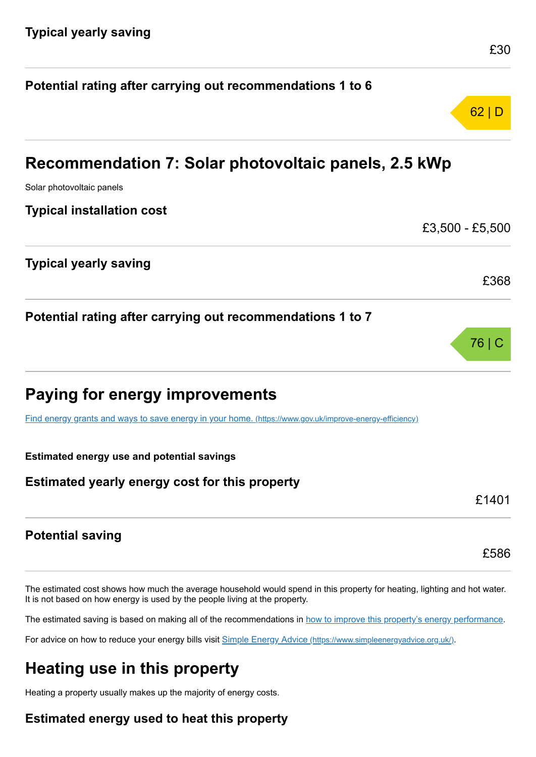### Typical yearly saving

£30

### Potential rating after carrying out recommendations 1 to 6

62 | D

## Recommendation 7: Solar photovoltaic panels, 2.5 kWp

Solar photovoltaic panels

### Typical installation cost

£3,500 - £5,500

### Typical yearly saving

£368

### Potential rating after carrying out recommendations 1 to 7

76 | C

## Paying for energy improvements

[Find energy grants and ways to save energy in your home. (https://www.gov.uk/improve-energy-efficiency)](https://www.gov.uk/improve-energy-efficiency)

**Estimated energy use and potential savings**

### Estimated yearly energy cost for this property

£1401

### Potential saving

£586

The estimated cost shows how much the average household would spend in this property for heating, lighting and hot water. It is not based on how energy is used by the people living at the property.

The estimated saving is based on making all of the recommendations in how to improve this property's energy performance.

For advice on how to reduce your energy bills visit [Simple Energy Advice (https://www.simpleenergyadvice.org.uk/)](https://www.simpleenergyadvice.org.uk/).

## Heating use in this property

Heating a property usually makes up the majority of energy costs.

### Estimated energy used to heat this property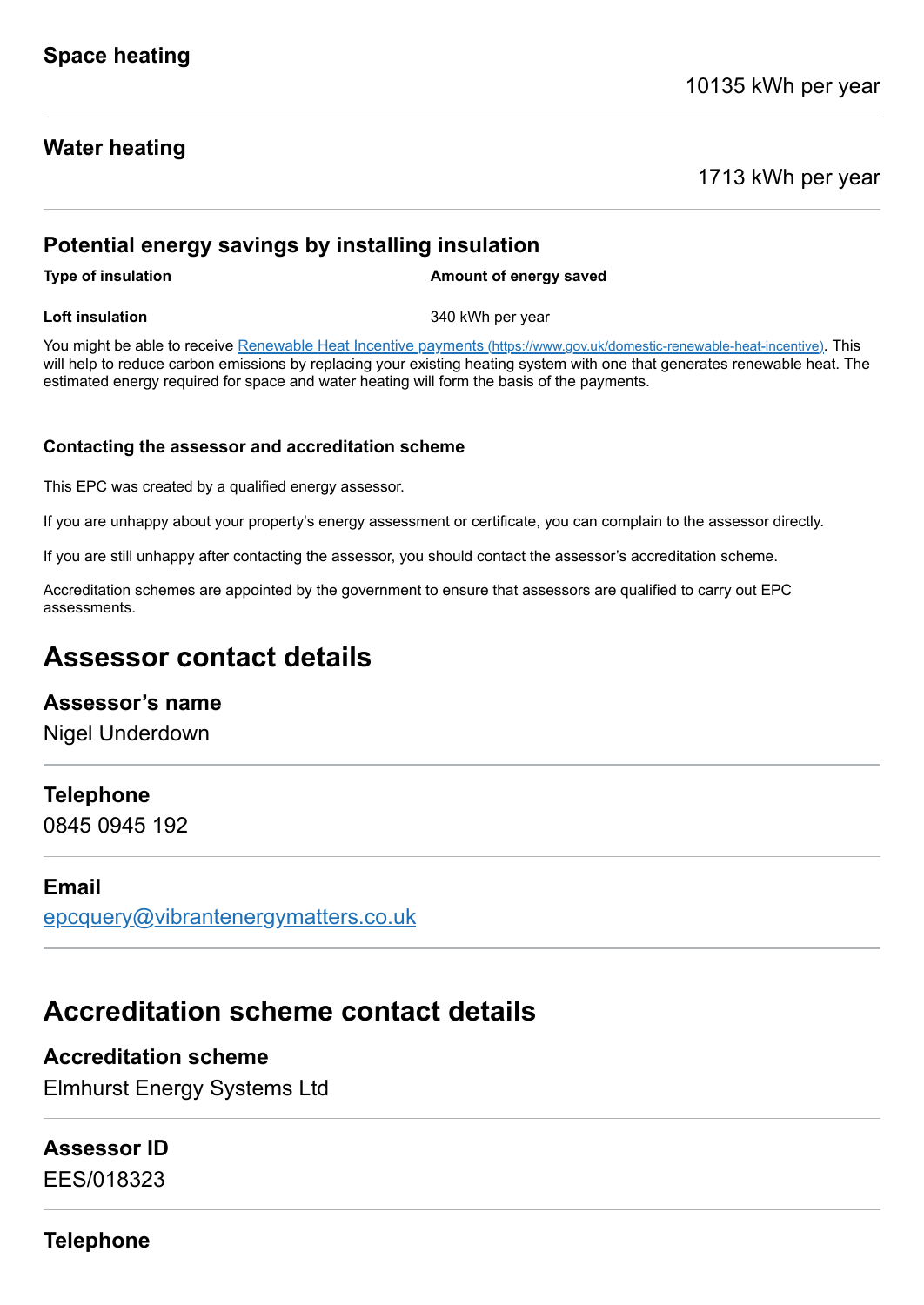### Space heating

10135 kWh per year

### Water heating

1713 kWh per year

### Potential energy savings by installing insulation

| Type of insulation | Amount of energy saved |
|---|---|
| Loft insulation | 340 kWh per year |

You might be able to receive [Renewable Heat Incentive payments (https://www.gov.uk/domestic-renewable-heat-incentive)](https://www.gov.uk/domestic-renewable-heat-incentive). This will help to reduce carbon emissions by replacing your existing heating system with one that generates renewable heat. The estimated energy required for space and water heating will form the basis of the payments.

**Contacting the assessor and accreditation scheme**

This EPC was created by a qualified energy assessor.

If you are unhappy about your property's energy assessment or certificate, you can complain to the assessor directly.

If you are still unhappy after contacting the assessor, you should contact the assessor's accreditation scheme.

Accreditation schemes are appointed by the government to ensure that assessors are qualified to carry out EPC assessments.

## Assessor contact details

### Assessor's name

Nigel Underdown

### Telephone

0845 0945 192

### Email

[epcquery@vibrantenergymatters.co.uk](mailto:epcquery@vibrantenergymatters.co.uk)

## Accreditation scheme contact details

### Accreditation scheme

Elmhurst Energy Systems Ltd

### Assessor ID

EES/018323

### Telephone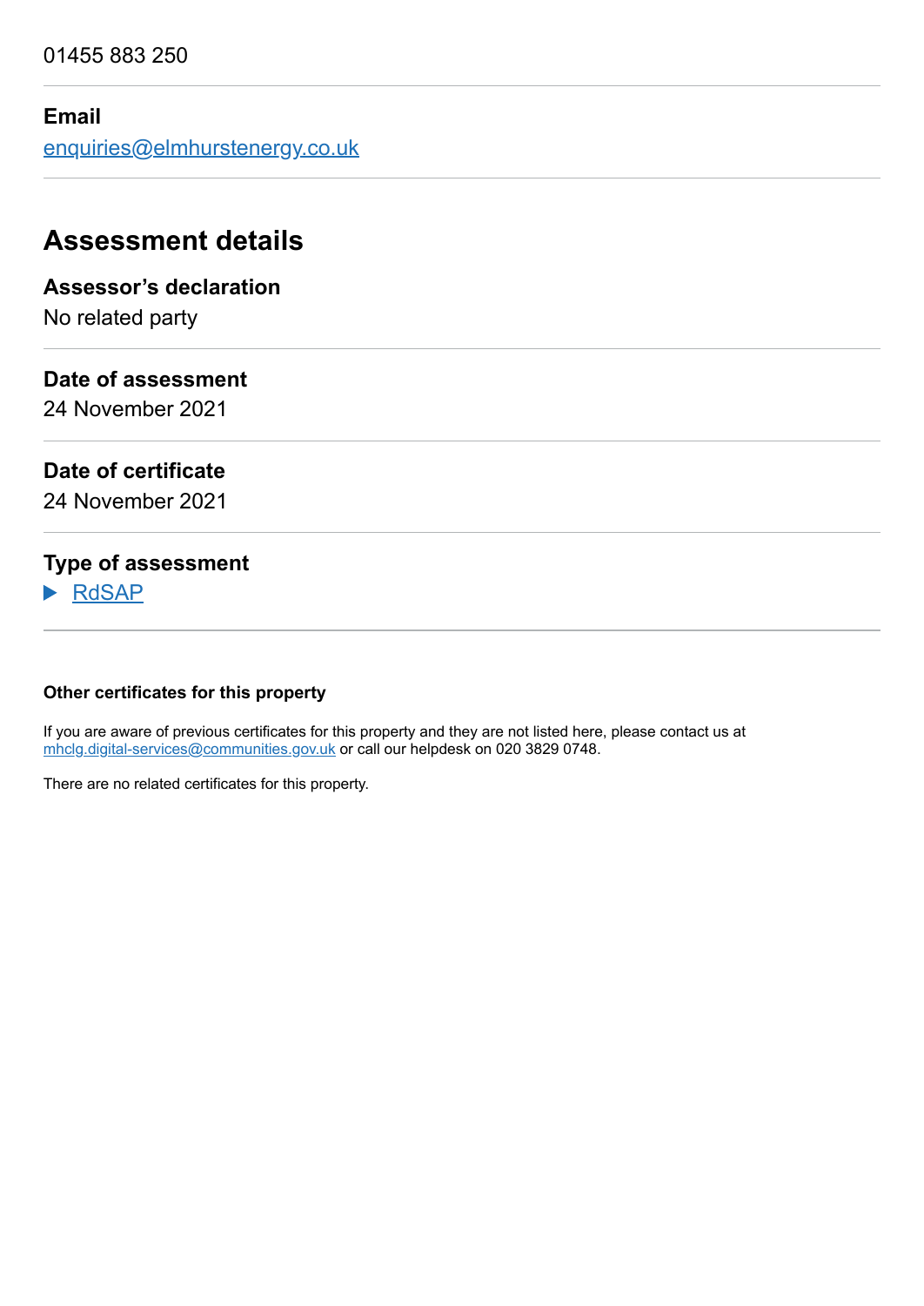01455 883 250

**Email**

enquiries@elmhurstenergy.co.uk

## Assessment details

**Assessor's declaration**

No related party

**Date of assessment**

24 November 2021

**Date of certificate**

24 November 2021

**Type of assessment**

▶ RdSAP

#### Other certificates for this property

If you are aware of previous certificates for this property and they are not listed here, please contact us at mhclg.digital-services@communities.gov.uk or call our helpdesk on 020 3829 0748.

There are no related certificates for this property.